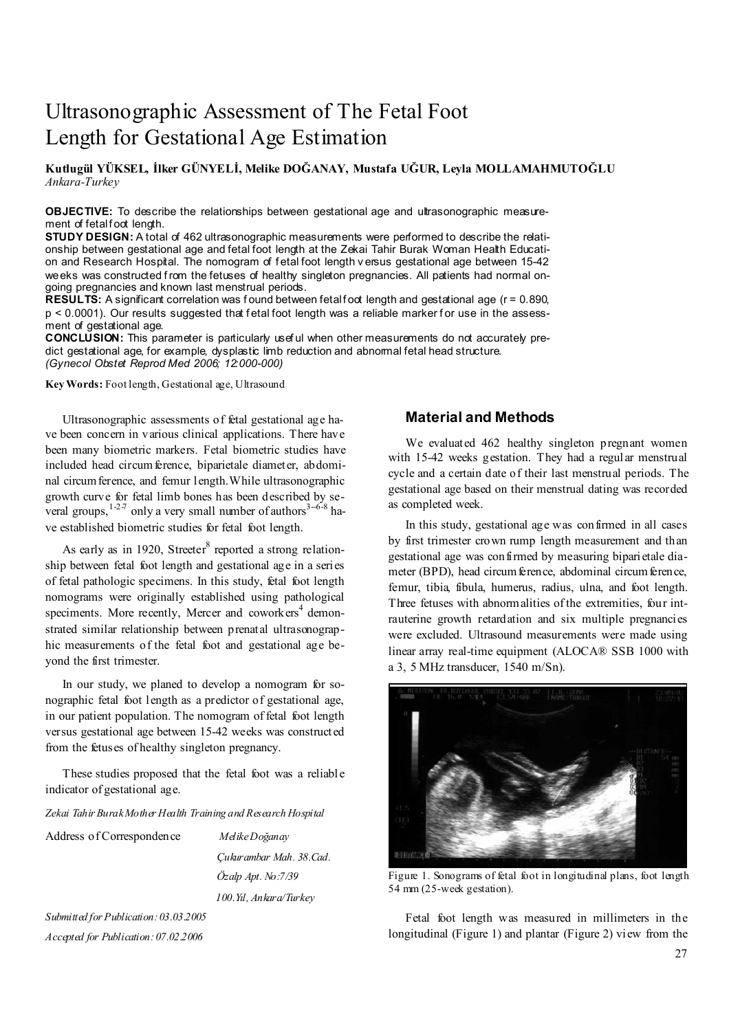# Ultrasonographic Assessment of The Fetal Foot Length for Gestational Age Estimation

**Kutlugül YÜKSEL, İlker GÜNYELİ, Melike DOĞANAY, Mustafa UĞUR, Leyla MOLLAMAHMUTOĞLU**
*Ankara-Turkey*

**OBJECTIVE:** To describe the relationships between gestational age and ultrasonographic measurement of fetal foot length.

**STUDY DESIGN:** A total of 462 ultrasonographic measurements were performed to describe the relationship between gestational age and fetal foot length at the Zekai Tahir Burak Woman Health Education and Research Hospital. The nomogram of fetal foot length versus gestational age between 15-42 weeks was constructed from the fetuses of healthy singleton pregnancies. All patients had normal ongoing pregnancies and known last menstrual periods.

**RESULTS:** A significant correlation was found between fetal foot length and gestational age ($r = 0.890$, $p < 0.0001$). Our results suggested that fetal foot length was a reliable marker for use in the assessment of gestational age.

**CONCLUSION:** This parameter is particularly useful when other measurements do not accurately predict gestational age, for example, dysplastic limb reduction and abnormal fetal head structure.
*(Gynecol Obstet Reprod Med 2006; 12:000-000)*

**Key Words:** Foot length, Gestational age, Ultrasound

Ultrasonographic assessments of fetal gestational age have been concern in various clinical applications. There have been many biometric markers. Fetal biometric studies have included head circumference, biparietale diameter, abdominal circumference, and femur length. While ultrasonographic growth curve for fetal limb bones has been described by several groups,[1-2-7] only a very small number of authors[3--6-8] have established biometric studies for fetal foot length.

As early as in 1920, Streeter[8] reported a strong relationship between fetal foot length and gestational age in a series of fetal pathologic specimens. In this study, fetal foot length nomograms were originally established using pathological speciments. More recently, Mercer and coworkers[4] demonstrated similar relationship between prenatal ultrasonographic measurements of the fetal foot and gestational age beyond the first trimester.

In our study, we planed to develop a nomogram for sonographic fetal foot length as a predictor of gestational age, in our patient population. The nomogram of fetal foot length versus gestational age between 15-42 weeks was constructed from the fetuses of healthy singleton pregnancy.

These studies proposed that the fetal foot was a reliable indicator of gestational age.

*Zekai Tahir Burak Mother Health Training and Research Hospital*

Address of Correspondence: *Melike Doğanay*
*Çukurambar Mah. 38.Cad.*
*Özalp Apt. No:7/39*
*100.Yıl, Ankara/Turkey*

*Submitted for Publication: 03.03.2005*
*Accepted for Publication: 07.02.2006*

## Material and Methods

We evaluated 462 healthy singleton pregnant women with 15-42 weeks gestation. They had a regular menstrual cycle and a certain date of their last menstrual periods. The gestational age based on their menstrual dating was recorded as completed week.

In this study, gestational age was confirmed in all cases by first trimester crown rump length measurement and than gestational age was confirmed by measuring biparietale diameter (BPD), head circumference, abdominal circumference, femur, tibia, fibula, humerus, radius, ulna, and foot length. Three fetuses with abnormalities of the extremities, four intrauterine growth retardation and six multiple pregnancies were excluded. Ultrasound measurements were made using linear array real-time equipment (ALOCA® SSB 1000 with a 3, 5 MHz transducer, 1540 m/Sn).

Figure 1. Sonograms of fetal foot in longitudinal plans, foot length 54 mm (25-week gestation).

Fetal foot length was measured in millimeters in the longitudinal (Figure 1) and plantar (Figure 2) view from the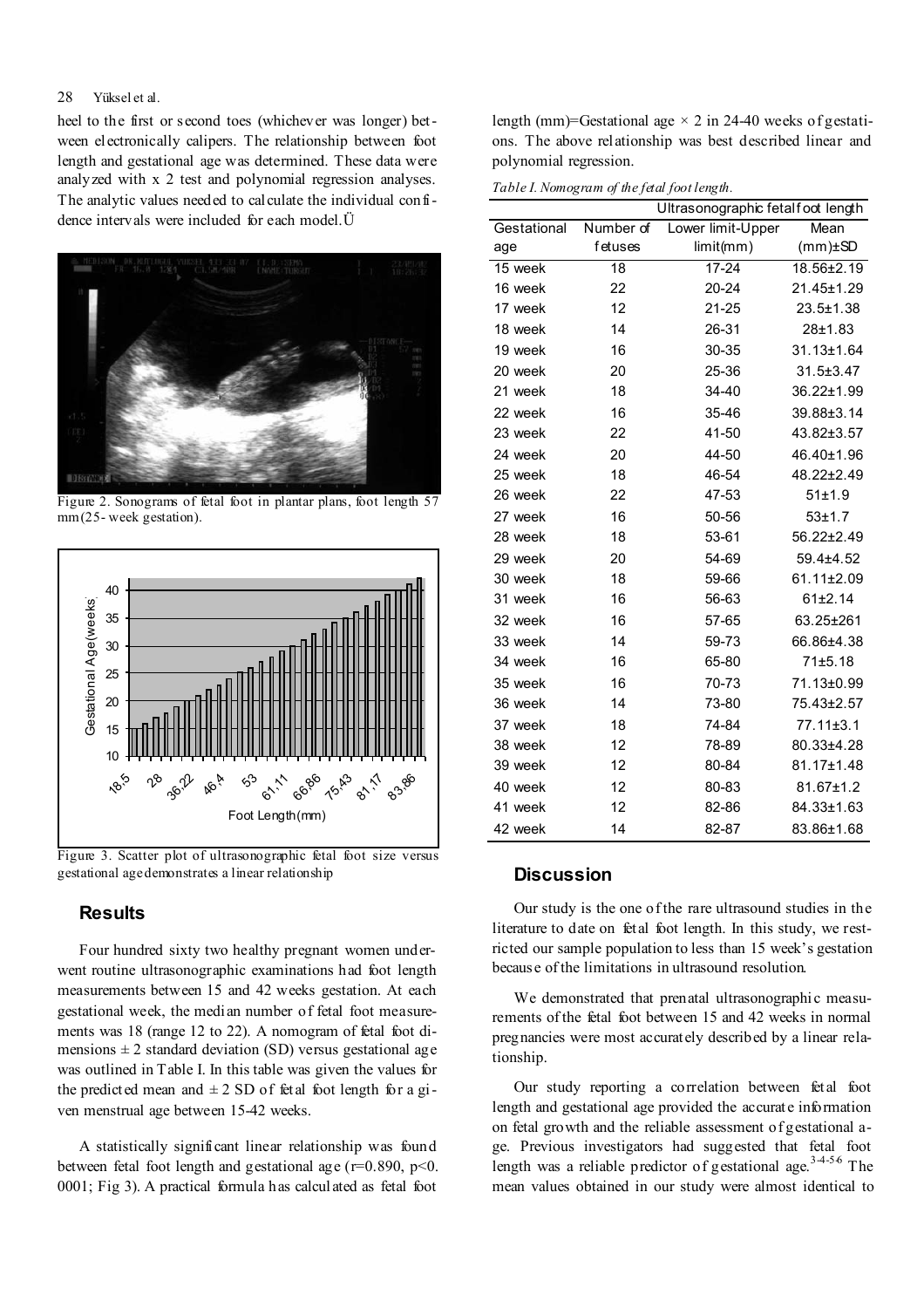heel to the first or second toes (whichever was longer) between electronically calipers. The relationship between foot length and gestational age was determined. These data were analyzed with x 2 test and polynomial regression analyses. The analytic values needed to calculate the individual confidence intervals were included for each model.Ü

Figure 2. Sonograms of fetal foot in plantar plans, foot length 57 mm (25- week gestation).

Figure 3. Scatter plot of ultrasonographic fetal foot size versus gestational age demonstrates a linear relationship

## Results

Four hundred sixty two healthy pregnant women underwent routine ultrasonographic examinations had foot length measurements between 15 and 42 weeks gestation. At each gestational week, the median number of fetal foot measurements was 18 (range 12 to 22). A nomogram of fetal foot dimensions ± 2 standard deviation (SD) versus gestational age was outlined in Table I. In this table was given the values for the predicted mean and ± 2 SD of fetal foot length for a given menstrual age between 15-42 weeks.

A statistically significant linear relationship was found between fetal foot length and gestational age ($r=0.890$, $p<0.0001$; Fig 3). A practical formula has calculated as fetal foot length (mm)=Gestational age × 2 in 24-40 weeks of gestations. The above relationship was best described linear and polynomial regression.

*Table I. Nomogram of the fetal foot length.*

| | | Ultrasonographic fetal foot length | |
|---|---|---|---|
| Gestational age | Number of fetuses | Lower limit-Upper limit(mm) | Mean (mm)±SD |
| 15 week | 18 | 17-24 | 18.56±2.19 |
| 16 week | 22 | 20-24 | 21.45±1.29 |
| 17 week | 12 | 21-25 | 23.5±1.38 |
| 18 week | 14 | 26-31 | 28±1.83 |
| 19 week | 16 | 30-35 | 31.13±1.64 |
| 20 week | 20 | 25-36 | 31.5±3.47 |
| 21 week | 18 | 34-40 | 36.22±1.99 |
| 22 week | 16 | 35-46 | 39.88±3.14 |
| 23 week | 22 | 41-50 | 43.82±3.57 |
| 24 week | 20 | 44-50 | 46.40±1.96 |
| 25 week | 18 | 46-54 | 48.22±2.49 |
| 26 week | 22 | 47-53 | 51±1.9 |
| 27 week | 16 | 50-56 | 53±1.7 |
| 28 week | 18 | 53-61 | 56.22±2.49 |
| 29 week | 20 | 54-69 | 59.4±4.52 |
| 30 week | 18 | 59-66 | 61.11±2.09 |
| 31 week | 16 | 56-63 | 61±2.14 |
| 32 week | 16 | 57-65 | 63.25±261 |
| 33 week | 14 | 59-73 | 66.86±4.38 |
| 34 week | 16 | 65-80 | 71±5.18 |
| 35 week | 16 | 70-73 | 71.13±0.99 |
| 36 week | 14 | 73-80 | 75.43±2.57 |
| 37 week | 18 | 74-84 | 77.11±3.1 |
| 38 week | 12 | 78-89 | 80.33±4.28 |
| 39 week | 12 | 80-84 | 81.17±1.48 |
| 40 week | 12 | 80-83 | 81.67±1.2 |
| 41 week | 12 | 82-86 | 84.33±1.63 |
| 42 week | 14 | 82-87 | 83.86±1.68 |

## Discussion

Our study is the one of the rare ultrasound studies in the literature to date on fetal foot length. In this study, we restricted our sample population to less than 15 week's gestation because of the limitations in ultrasound resolution.

We demonstrated that prenatal ultrasonographic measurements of the fetal foot between 15 and 42 weeks in normal pregnancies were most accurately described by a linear relationship.

Our study reporting a correlation between fetal foot length and gestational age provided the accurate information on fetal growth and the reliable assessment of gestational age. Previous investigators had suggested that fetal foot length was a reliable predictor of gestational age.[3-4-5-6] The mean values obtained in our study were almost identical to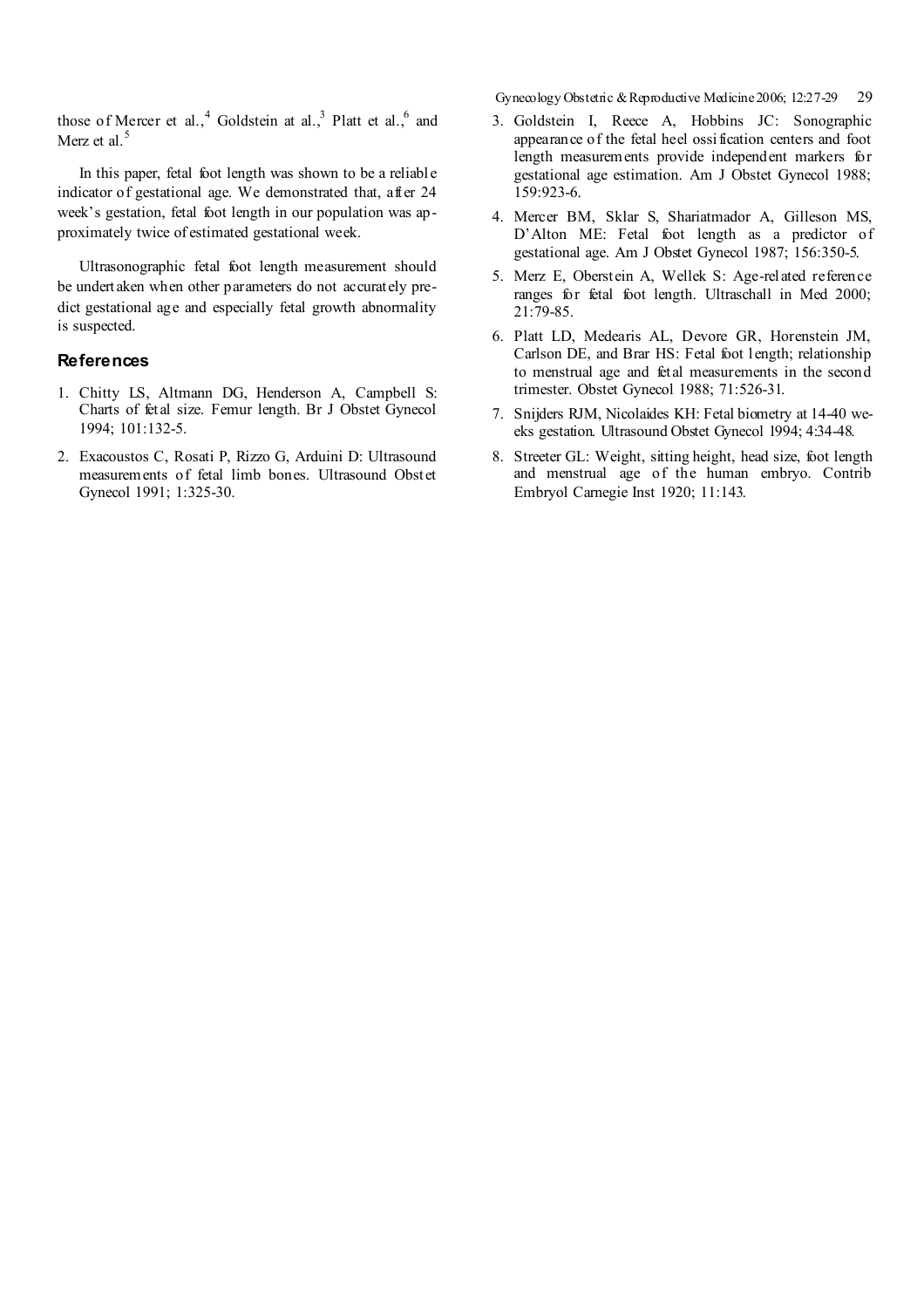those of Mercer et al.,[4] Goldstein at al.,[3] Platt et al.,[6] and Merz et al.[5]

In this paper, fetal foot length was shown to be a reliable indicator of gestational age. We demonstrated that, after 24 week's gestation, fetal foot length in our population was approximately twice of estimated gestational week.

Ultrasonographic fetal foot length measurement should be undertaken when other parameters do not accurately predict gestational age and especially fetal growth abnormality is suspected.

## References

1. Chitty LS, Altmann DG, Henderson A, Campbell S: Charts of fetal size. Femur length. Br J Obstet Gynecol 1994; 101:132-5.
2. Exacoustos C, Rosati P, Rizzo G, Arduini D: Ultrasound measurements of fetal limb bones. Ultrasound Obstet Gynecol 1991; 1:325-30.
3. Goldstein I, Reece A, Hobbins JC: Sonographic appearance of the fetal heel ossification centers and foot length measurements provide independent markers for gestational age estimation. Am J Obstet Gynecol 1988; 159:923-6.
4. Mercer BM, Sklar S, Shariatmador A, Gilleson MS, D'Alton ME: Fetal foot length as a predictor of gestational age. Am J Obstet Gynecol 1987; 156:350-5.
5. Merz E, Oberstein A, Wellek S: Age-related reference ranges for fetal foot length. Ultraschall in Med 2000; 21:79-85.
6. Platt LD, Medearis AL, Devore GR, Horenstein JM, Carlson DE, and Brar HS: Fetal foot length; relationship to menstrual age and fetal measurements in the second trimester. Obstet Gynecol 1988; 71:526-31.
7. Snijders RJM, Nicolaides KH: Fetal biometry at 14-40 weeks gestation. Ultrasound Obstet Gynecol 1994; 4:34-48.
8. Streeter GL: Weight, sitting height, head size, foot length and menstrual age of the human embryo. Contrib Embryol Carnegie Inst 1920; 11:143.